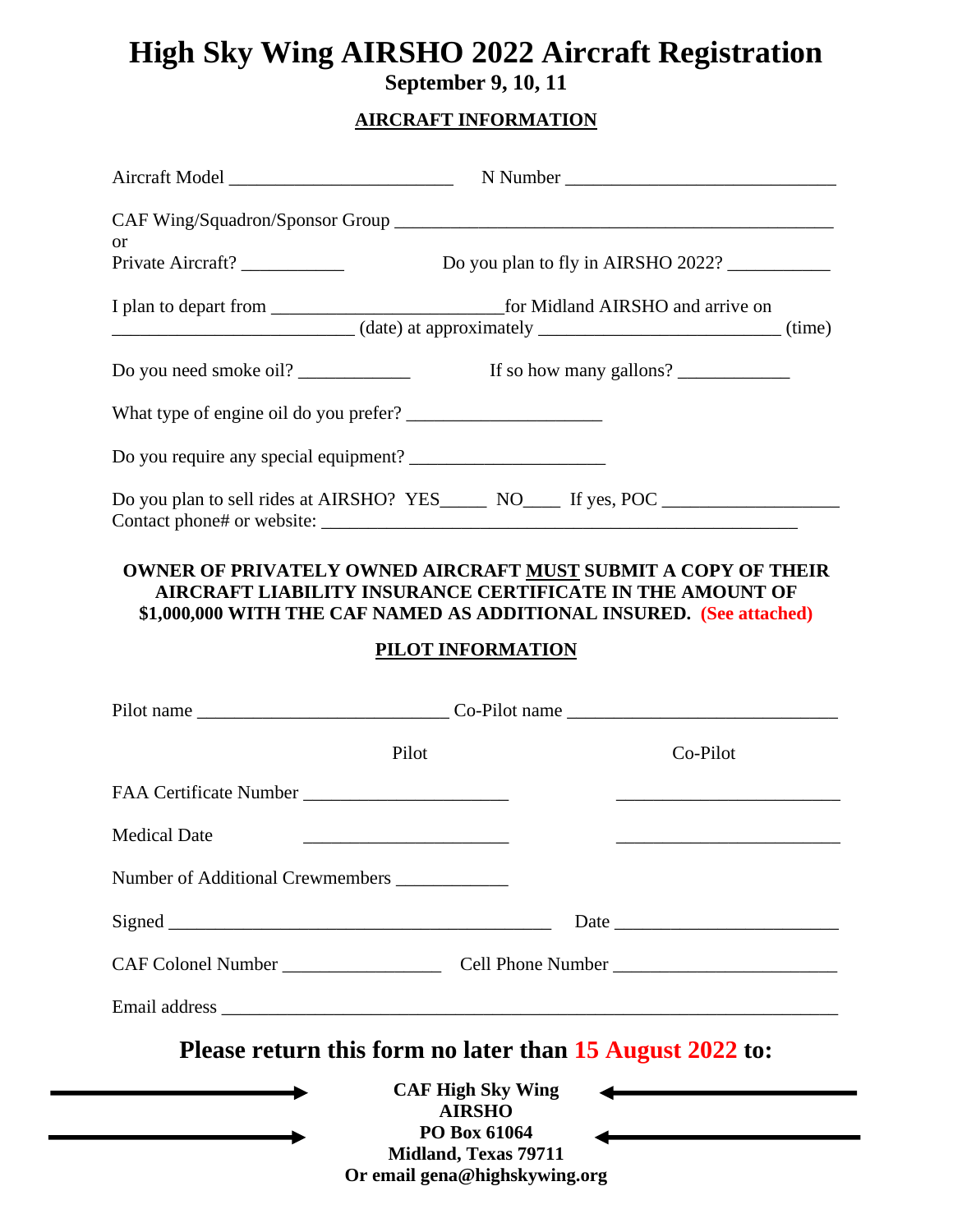# High Sky Wing AIRSHO 2022 Aircraft Registration

**September 9, 10, 11**

## AIRCRAFT INFORMATION

Aircraft Model ________________________ N Number _____________________________

CAF Wing/Squadron/Sponsor Group _______________________________________________
or
Private Aircraft? ___________ Do you plan to fly in AIRSHO 2022? ___________

I plan to depart from _________________________for Midland AIRSHO and arrive on
__________________________ (date) at approximately __________________________ (time)

Do you need smoke oil? ____________ If so how many gallons? ____________

What type of engine oil do you prefer? _____________________

Do you require any special equipment? _____________________

Do you plan to sell rides at AIRSHO? YES_____ NO____ If yes, POC ___________________
Contact phone# or website: ___________________________________________________

**OWNER OF PRIVATELY OWNED AIRCRAFT MUST SUBMIT A COPY OF THEIR AIRCRAFT LIABILITY INSURANCE CERTIFICATE IN THE AMOUNT OF $1,000,000 WITH THE CAF NAMED AS ADDITIONAL INSURED. (See attached)**

## PILOT INFORMATION

Pilot name ___________________________ Co-Pilot name _____________________________

| | Pilot | Co-Pilot |
|---|---|---|
| FAA Certificate Number | ______________________ | ________________________ |
| Medical Date | ______________________ | ________________________ |

Number of Additional Crewmembers ____________

Signed __________________________________________ Date ________________________

CAF Colonel Number ________________ Cell Phone Number ________________________

Email address ____________________________________________________________________

**Please return this form no later than 15 August 2022 to:**

**CAF High Sky Wing**
**AIRSHO**
**PO Box 61064**
**Midland, Texas 79711**
**Or email gena@highskywing.org**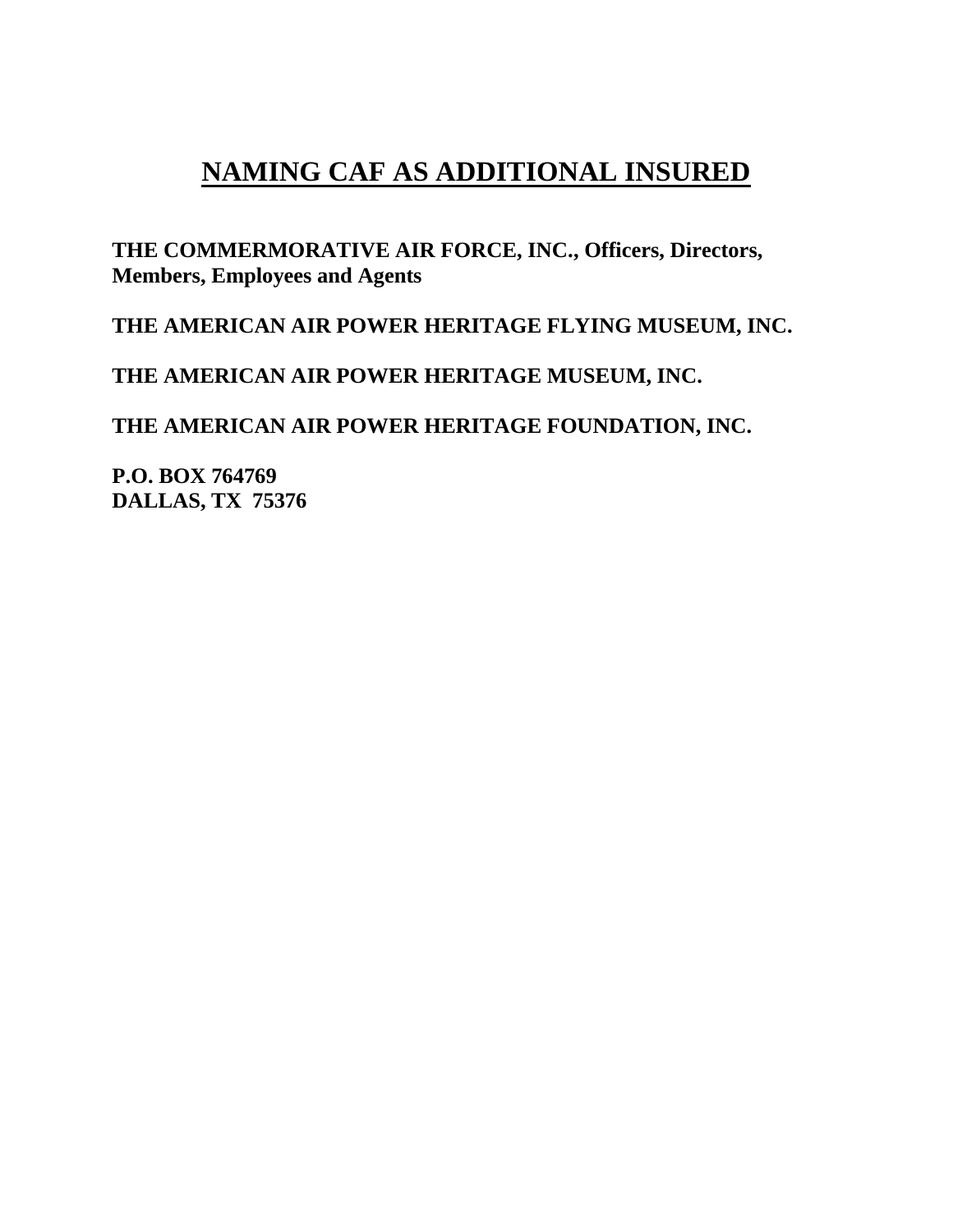# NAMING CAF AS ADDITIONAL INSURED

**THE COMMERMORATIVE AIR FORCE, INC., Officers, Directors, Members, Employees and Agents**

**THE AMERICAN AIR POWER HERITAGE FLYING MUSEUM, INC.**

**THE AMERICAN AIR POWER HERITAGE MUSEUM, INC.**

**THE AMERICAN AIR POWER HERITAGE FOUNDATION, INC.**

**P.O. BOX 764769**
**DALLAS, TX 75376**